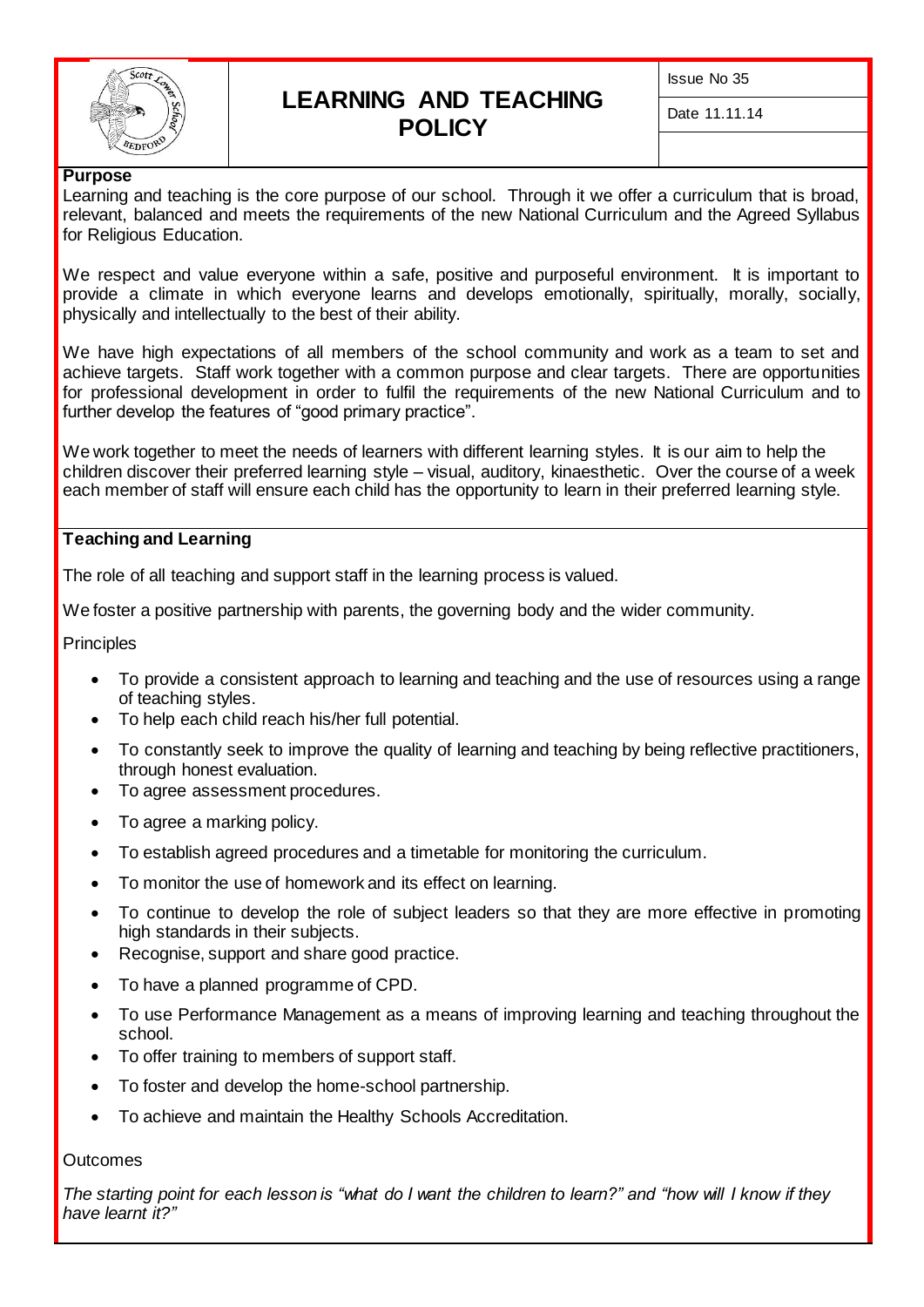# LEARNING AND TEACHING POLICY

Issue No 35

Date 11.11.14

## Purpose

Learning and teaching is the core purpose of our school. Through it we offer a curriculum that is broad, relevant, balanced and meets the requirements of the new National Curriculum and the Agreed Syllabus for Religious Education.

We respect and value everyone within a safe, positive and purposeful environment. It is important to provide a climate in which everyone learns and develops emotionally, spiritually, morally, socially, physically and intellectually to the best of their ability.

We have high expectations of all members of the school community and work as a team to set and achieve targets. Staff work together with a common purpose and clear targets. There are opportunities for professional development in order to fulfil the requirements of the new National Curriculum and to further develop the features of "good primary practice".

We work together to meet the needs of learners with different learning styles. It is our aim to help the children discover their preferred learning style – visual, auditory, kinaesthetic. Over the course of a week each member of staff will ensure each child has the opportunity to learn in their preferred learning style.

## Teaching and Learning

The role of all teaching and support staff in the learning process is valued.

We foster a positive partnership with parents, the governing body and the wider community.

Principles

- To provide a consistent approach to learning and teaching and the use of resources using a range of teaching styles.
- To help each child reach his/her full potential.
- To constantly seek to improve the quality of learning and teaching by being reflective practitioners, through honest evaluation.
- To agree assessment procedures.
- To agree a marking policy.
- To establish agreed procedures and a timetable for monitoring the curriculum.
- To monitor the use of homework and its effect on learning.
- To continue to develop the role of subject leaders so that they are more effective in promoting high standards in their subjects.
- Recognise, support and share good practice.
- To have a planned programme of CPD.
- To use Performance Management as a means of improving learning and teaching throughout the school.
- To offer training to members of support staff.
- To foster and develop the home-school partnership.
- To achieve and maintain the Healthy Schools Accreditation.

Outcomes

*The starting point for each lesson is "what do I want the children to learn?" and "how will I know if they have learnt it?"*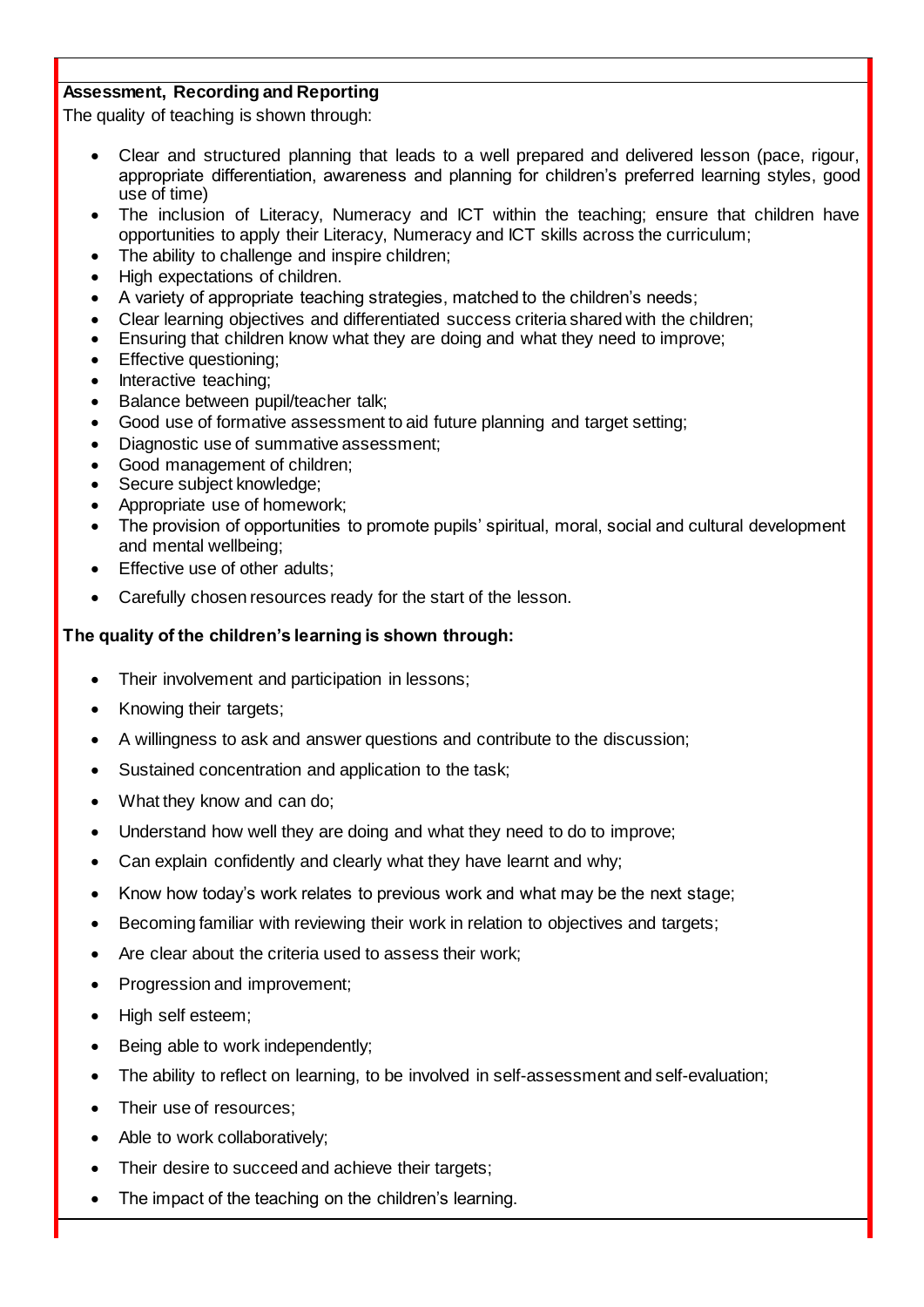**Assessment, Recording and Reporting**

The quality of teaching is shown through:

- Clear and structured planning that leads to a well prepared and delivered lesson (pace, rigour, appropriate differentiation, awareness and planning for children's preferred learning styles, good use of time)
- The inclusion of Literacy, Numeracy and ICT within the teaching; ensure that children have opportunities to apply their Literacy, Numeracy and ICT skills across the curriculum;
- The ability to challenge and inspire children;
- High expectations of children.
- A variety of appropriate teaching strategies, matched to the children's needs;
- Clear learning objectives and differentiated success criteria shared with the children;
- Ensuring that children know what they are doing and what they need to improve;
- Effective questioning;
- Interactive teaching;
- Balance between pupil/teacher talk;
- Good use of formative assessment to aid future planning and target setting;
- Diagnostic use of summative assessment;
- Good management of children;
- Secure subject knowledge;
- Appropriate use of homework;
- The provision of opportunities to promote pupils' spiritual, moral, social and cultural development and mental wellbeing;
- Effective use of other adults;
- Carefully chosen resources ready for the start of the lesson.

**The quality of the children's learning is shown through:**

- Their involvement and participation in lessons;
- Knowing their targets;
- A willingness to ask and answer questions and contribute to the discussion;
- Sustained concentration and application to the task;
- What they know and can do;
- Understand how well they are doing and what they need to do to improve;
- Can explain confidently and clearly what they have learnt and why;
- Know how today's work relates to previous work and what may be the next stage;
- Becoming familiar with reviewing their work in relation to objectives and targets;
- Are clear about the criteria used to assess their work;
- Progression and improvement;
- High self esteem;
- Being able to work independently;
- The ability to reflect on learning, to be involved in self-assessment and self-evaluation;
- Their use of resources;
- Able to work collaboratively;
- Their desire to succeed and achieve their targets;
- The impact of the teaching on the children's learning.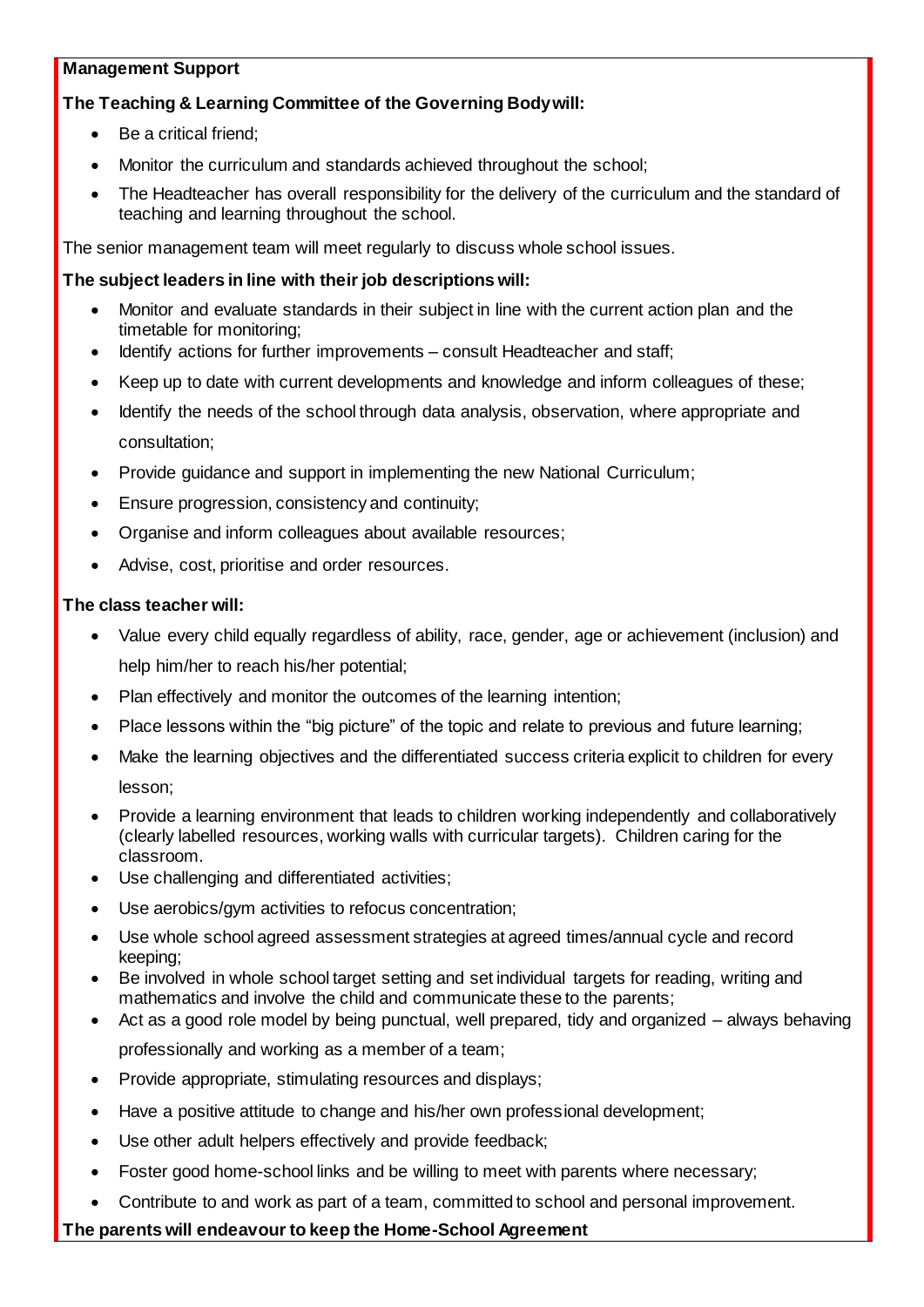**Management Support**

**The Teaching & Learning Committee of the Governing Body will:**

- Be a critical friend;
- Monitor the curriculum and standards achieved throughout the school;
- The Headteacher has overall responsibility for the delivery of the curriculum and the standard of teaching and learning throughout the school.

The senior management team will meet regularly to discuss whole school issues.

**The subject leaders in line with their job descriptions will:**

- Monitor and evaluate standards in their subject in line with the current action plan and the timetable for monitoring;
- Identify actions for further improvements – consult Headteacher and staff;
- Keep up to date with current developments and knowledge and inform colleagues of these;
- Identify the needs of the school through data analysis, observation, where appropriate and consultation;
- Provide guidance and support in implementing the new National Curriculum;
- Ensure progression, consistency and continuity;
- Organise and inform colleagues about available resources;
- Advise, cost, prioritise and order resources.

**The class teacher will:**

- Value every child equally regardless of ability, race, gender, age or achievement (inclusion) and help him/her to reach his/her potential;
- Plan effectively and monitor the outcomes of the learning intention;
- Place lessons within the "big picture" of the topic and relate to previous and future learning;
- Make the learning objectives and the differentiated success criteria explicit to children for every lesson;
- Provide a learning environment that leads to children working independently and collaboratively (clearly labelled resources, working walls with curricular targets). Children caring for the classroom.
- Use challenging and differentiated activities;
- Use aerobics/gym activities to refocus concentration;
- Use whole school agreed assessment strategies at agreed times/annual cycle and record keeping;
- Be involved in whole school target setting and set individual targets for reading, writing and mathematics and involve the child and communicate these to the parents;
- Act as a good role model by being punctual, well prepared, tidy and organized – always behaving professionally and working as a member of a team;
- Provide appropriate, stimulating resources and displays;
- Have a positive attitude to change and his/her own professional development;
- Use other adult helpers effectively and provide feedback;
- Foster good home-school links and be willing to meet with parents where necessary;
- Contribute to and work as part of a team, committed to school and personal improvement.

**The parents will endeavour to keep the Home-School Agreement**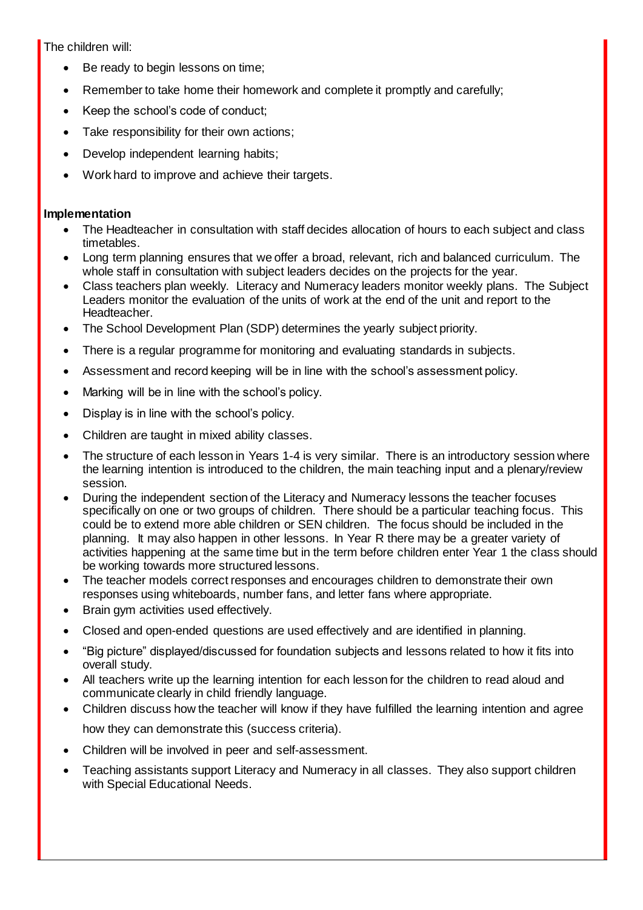The children will:

- Be ready to begin lessons on time;
- Remember to take home their homework and complete it promptly and carefully;
- Keep the school's code of conduct;
- Take responsibility for their own actions;
- Develop independent learning habits;
- Work hard to improve and achieve their targets.

**Implementation**

- The Headteacher in consultation with staff decides allocation of hours to each subject and class timetables.
- Long term planning ensures that we offer a broad, relevant, rich and balanced curriculum. The whole staff in consultation with subject leaders decides on the projects for the year.
- Class teachers plan weekly. Literacy and Numeracy leaders monitor weekly plans. The Subject Leaders monitor the evaluation of the units of work at the end of the unit and report to the Headteacher.
- The School Development Plan (SDP) determines the yearly subject priority.
- There is a regular programme for monitoring and evaluating standards in subjects.
- Assessment and record keeping will be in line with the school's assessment policy.
- Marking will be in line with the school's policy.
- Display is in line with the school's policy.
- Children are taught in mixed ability classes.
- The structure of each lesson in Years 1-4 is very similar. There is an introductory session where the learning intention is introduced to the children, the main teaching input and a plenary/review session.
- During the independent section of the Literacy and Numeracy lessons the teacher focuses specifically on one or two groups of children. There should be a particular teaching focus. This could be to extend more able children or SEN children. The focus should be included in the planning. It may also happen in other lessons. In Year R there may be a greater variety of activities happening at the same time but in the term before children enter Year 1 the class should be working towards more structured lessons.
- The teacher models correct responses and encourages children to demonstrate their own responses using whiteboards, number fans, and letter fans where appropriate.
- Brain gym activities used effectively.
- Closed and open-ended questions are used effectively and are identified in planning.
- "Big picture" displayed/discussed for foundation subjects and lessons related to how it fits into overall study.
- All teachers write up the learning intention for each lesson for the children to read aloud and communicate clearly in child friendly language.
- Children discuss how the teacher will know if they have fulfilled the learning intention and agree how they can demonstrate this (success criteria).
- Children will be involved in peer and self-assessment.
- Teaching assistants support Literacy and Numeracy in all classes. They also support children with Special Educational Needs.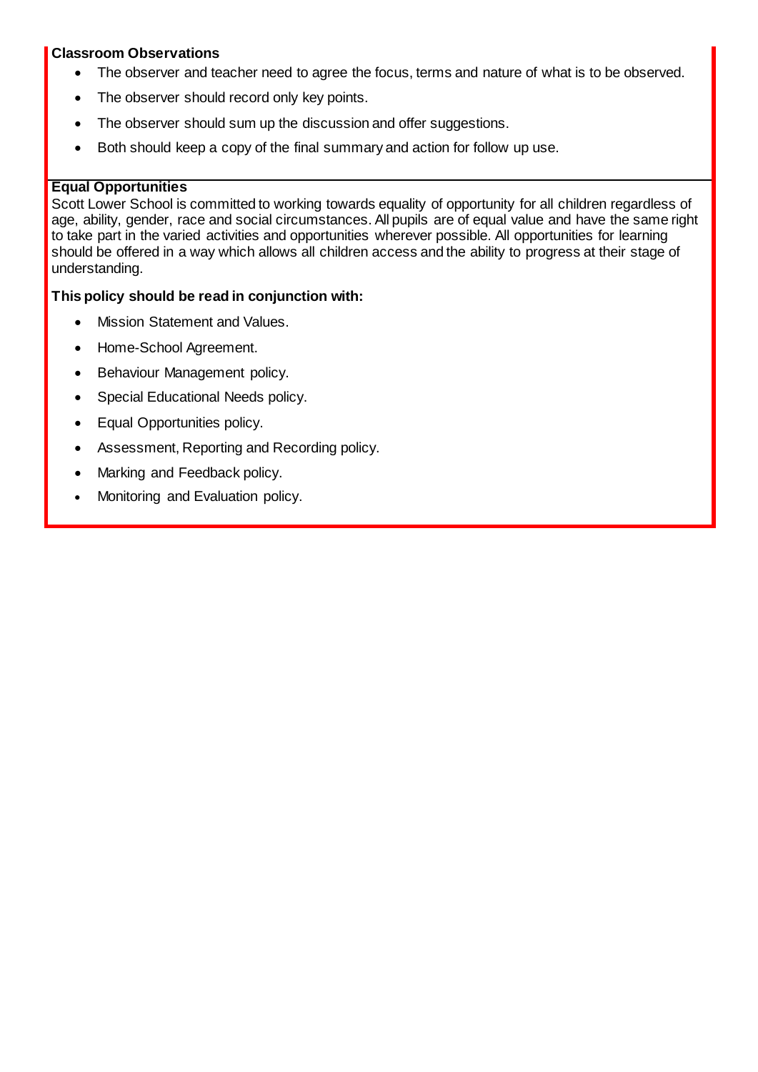**Classroom Observations**

- The observer and teacher need to agree the focus, terms and nature of what is to be observed.
- The observer should record only key points.
- The observer should sum up the discussion and offer suggestions.
- Both should keep a copy of the final summary and action for follow up use.

**Equal Opportunities**

Scott Lower School is committed to working towards equality of opportunity for all children regardless of age, ability, gender, race and social circumstances. All pupils are of equal value and have the same right to take part in the varied activities and opportunities wherever possible. All opportunities for learning should be offered in a way which allows all children access and the ability to progress at their stage of understanding.

**This policy should be read in conjunction with:**

- Mission Statement and Values.
- Home-School Agreement.
- Behaviour Management policy.
- Special Educational Needs policy.
- Equal Opportunities policy.
- Assessment, Reporting and Recording policy.
- Marking and Feedback policy.
- Monitoring and Evaluation policy.